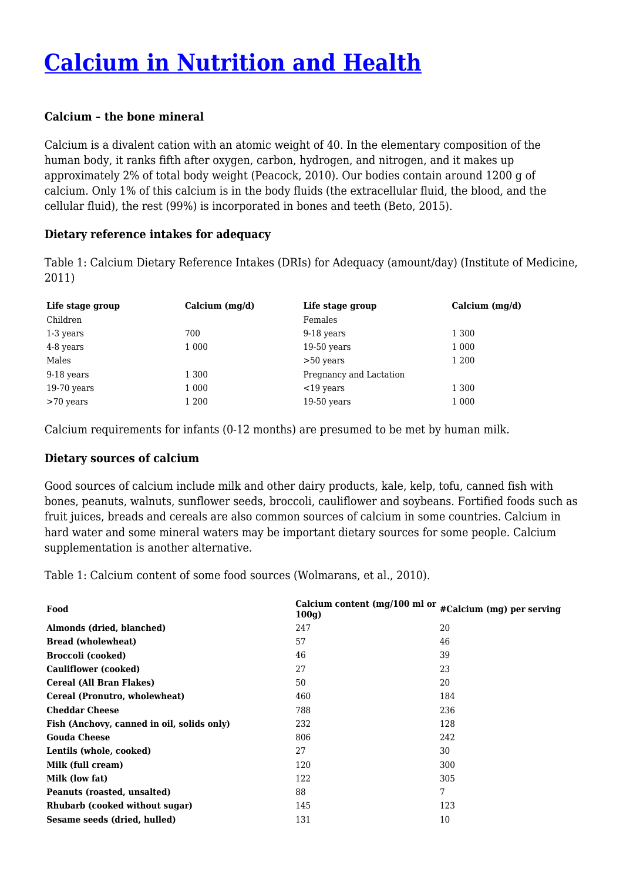# Calcium in Nutrition and Health

### Calcium – the bone mineral

Calcium is a divalent cation with an atomic weight of 40. In the elementary composition of the human body, it ranks fifth after oxygen, carbon, hydrogen, and nitrogen, and it makes up approximately 2% of total body weight (Peacock, 2010). Our bodies contain around 1200 g of calcium. Only 1% of this calcium is in the body fluids (the extracellular fluid, the blood, and the cellular fluid), the rest (99%) is incorporated in bones and teeth (Beto, 2015).

### Dietary reference intakes for adequacy

Table 1: Calcium Dietary Reference Intakes (DRIs) for Adequacy (amount/day) (Institute of Medicine, 2011)

| Life stage group | Calcium (mg/d) | Life stage group | Calcium (mg/d) |
|---|---|---|---|
| Children | | Females | |
| 1-3 years | 700 | 9-18 years | 1 300 |
| 4-8 years | 1 000 | 19-50 years | 1 000 |
| Males | | >50 years | 1 200 |
| 9-18 years | 1 300 | Pregnancy and Lactation | |
| 19-70 years | 1 000 | <19 years | 1 300 |
| >70 years | 1 200 | 19-50 years | 1 000 |

Calcium requirements for infants (0-12 months) are presumed to be met by human milk.

### Dietary sources of calcium

Good sources of calcium include milk and other dairy products, kale, kelp, tofu, canned fish with bones, peanuts, walnuts, sunflower seeds, broccoli, cauliflower and soybeans. Fortified foods such as fruit juices, breads and cereals are also common sources of calcium in some countries. Calcium in hard water and some mineral waters may be important dietary sources for some people. Calcium supplementation is another alternative.

Table 1: Calcium content of some food sources (Wolmarans, et al., 2010).

| Food | Calcium content (mg/100 ml or 100g) | #Calcium (mg) per serving |
|---|---|---|
| **Almonds (dried, blanched)** | 247 | 20 |
| **Bread (wholewheat)** | 57 | 46 |
| **Broccoli (cooked)** | 46 | 39 |
| **Cauliflower (cooked)** | 27 | 23 |
| **Cereal (All Bran Flakes)** | 50 | 20 |
| **Cereal (Pronutro, wholewheat)** | 460 | 184 |
| **Cheddar Cheese** | 788 | 236 |
| **Fish (Anchovy, canned in oil, solids only)** | 232 | 128 |
| **Gouda Cheese** | 806 | 242 |
| **Lentils (whole, cooked)** | 27 | 30 |
| **Milk (full cream)** | 120 | 300 |
| **Milk (low fat)** | 122 | 305 |
| **Peanuts (roasted, unsalted)** | 88 | 7 |
| **Rhubarb (cooked without sugar)** | 145 | 123 |
| **Sesame seeds (dried, hulled)** | 131 | 10 |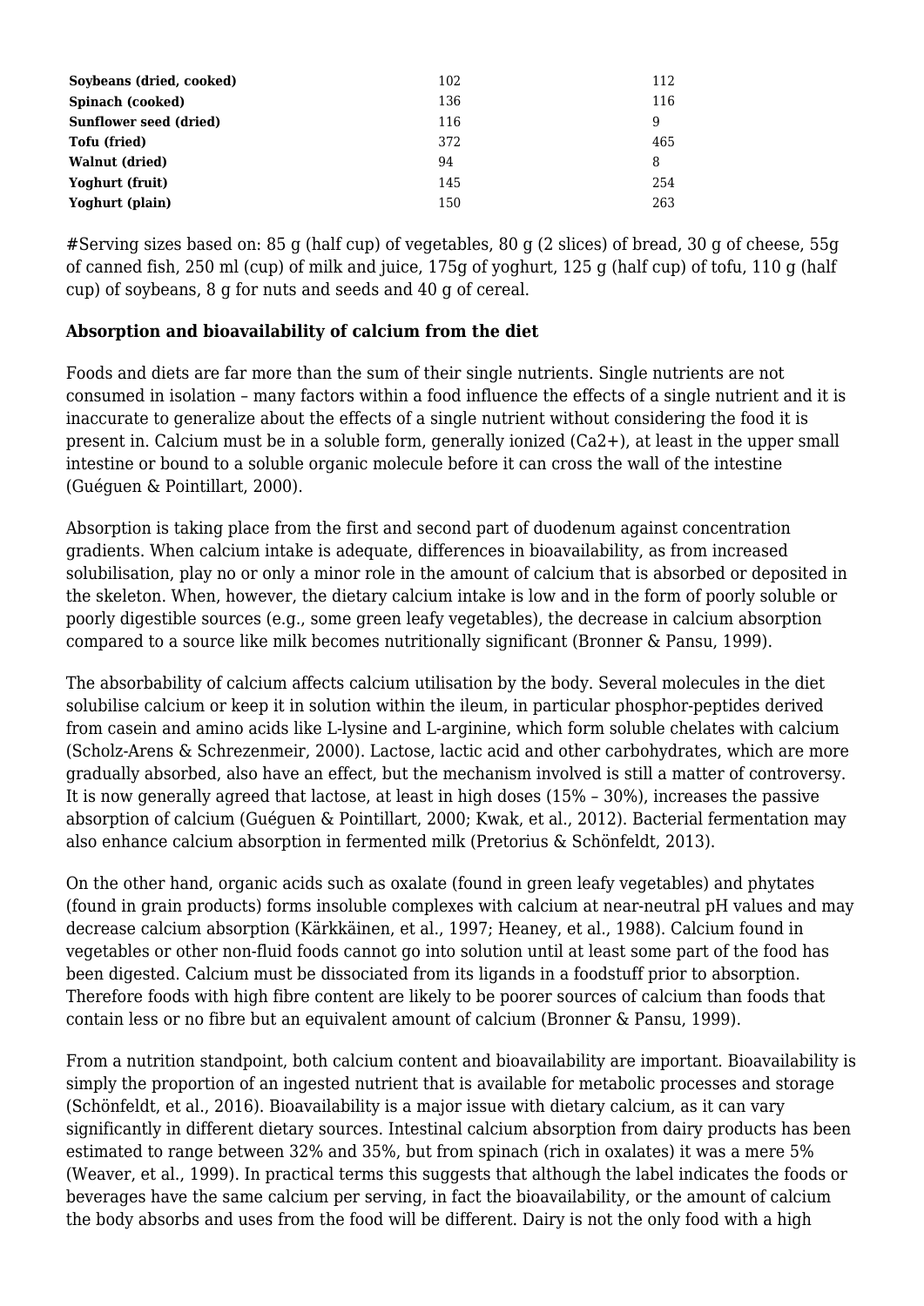| | | |
|---|---|---|
| **Soybeans (dried, cooked)** | 102 | 112 |
| **Spinach (cooked)** | 136 | 116 |
| **Sunflower seed (dried)** | 116 | 9 |
| **Tofu (fried)** | 372 | 465 |
| **Walnut (dried)** | 94 | 8 |
| **Yoghurt (fruit)** | 145 | 254 |
| **Yoghurt (plain)** | 150 | 263 |

#Serving sizes based on: 85 g (half cup) of vegetables, 80 g (2 slices) of bread, 30 g of cheese, 55g of canned fish, 250 ml (cup) of milk and juice, 175g of yoghurt, 125 g (half cup) of tofu, 110 g (half cup) of soybeans, 8 g for nuts and seeds and 40 g of cereal.

**Absorption and bioavailability of calcium from the diet**

Foods and diets are far more than the sum of their single nutrients. Single nutrients are not consumed in isolation – many factors within a food influence the effects of a single nutrient and it is inaccurate to generalize about the effects of a single nutrient without considering the food it is present in. Calcium must be in a soluble form, generally ionized ($Ca^{2+}$), at least in the upper small intestine or bound to a soluble organic molecule before it can cross the wall of the intestine (Guéguen & Pointillart, 2000).

Absorption is taking place from the first and second part of duodenum against concentration gradients. When calcium intake is adequate, differences in bioavailability, as from increased solubilisation, play no or only a minor role in the amount of calcium that is absorbed or deposited in the skeleton. When, however, the dietary calcium intake is low and in the form of poorly soluble or poorly digestible sources (e.g., some green leafy vegetables), the decrease in calcium absorption compared to a source like milk becomes nutritionally significant (Bronner & Pansu, 1999).

The absorbability of calcium affects calcium utilisation by the body. Several molecules in the diet solubilise calcium or keep it in solution within the ileum, in particular phosphor-peptides derived from casein and amino acids like L-lysine and L-arginine, which form soluble chelates with calcium (Scholz-Arens & Schrezenmeir, 2000). Lactose, lactic acid and other carbohydrates, which are more gradually absorbed, also have an effect, but the mechanism involved is still a matter of controversy. It is now generally agreed that lactose, at least in high doses (15% – 30%), increases the passive absorption of calcium (Guéguen & Pointillart, 2000; Kwak, et al., 2012). Bacterial fermentation may also enhance calcium absorption in fermented milk (Pretorius & Schönfeldt, 2013).

On the other hand, organic acids such as oxalate (found in green leafy vegetables) and phytates (found in grain products) forms insoluble complexes with calcium at near-neutral pH values and may decrease calcium absorption (Kärkkäinen, et al., 1997; Heaney, et al., 1988). Calcium found in vegetables or other non-fluid foods cannot go into solution until at least some part of the food has been digested. Calcium must be dissociated from its ligands in a foodstuff prior to absorption. Therefore foods with high fibre content are likely to be poorer sources of calcium than foods that contain less or no fibre but an equivalent amount of calcium (Bronner & Pansu, 1999).

From a nutrition standpoint, both calcium content and bioavailability are important. Bioavailability is simply the proportion of an ingested nutrient that is available for metabolic processes and storage (Schönfeldt, et al., 2016). Bioavailability is a major issue with dietary calcium, as it can vary significantly in different dietary sources. Intestinal calcium absorption from dairy products has been estimated to range between 32% and 35%, but from spinach (rich in oxalates) it was a mere 5% (Weaver, et al., 1999). In practical terms this suggests that although the label indicates the foods or beverages have the same calcium per serving, in fact the bioavailability, or the amount of calcium the body absorbs and uses from the food will be different. Dairy is not the only food with a high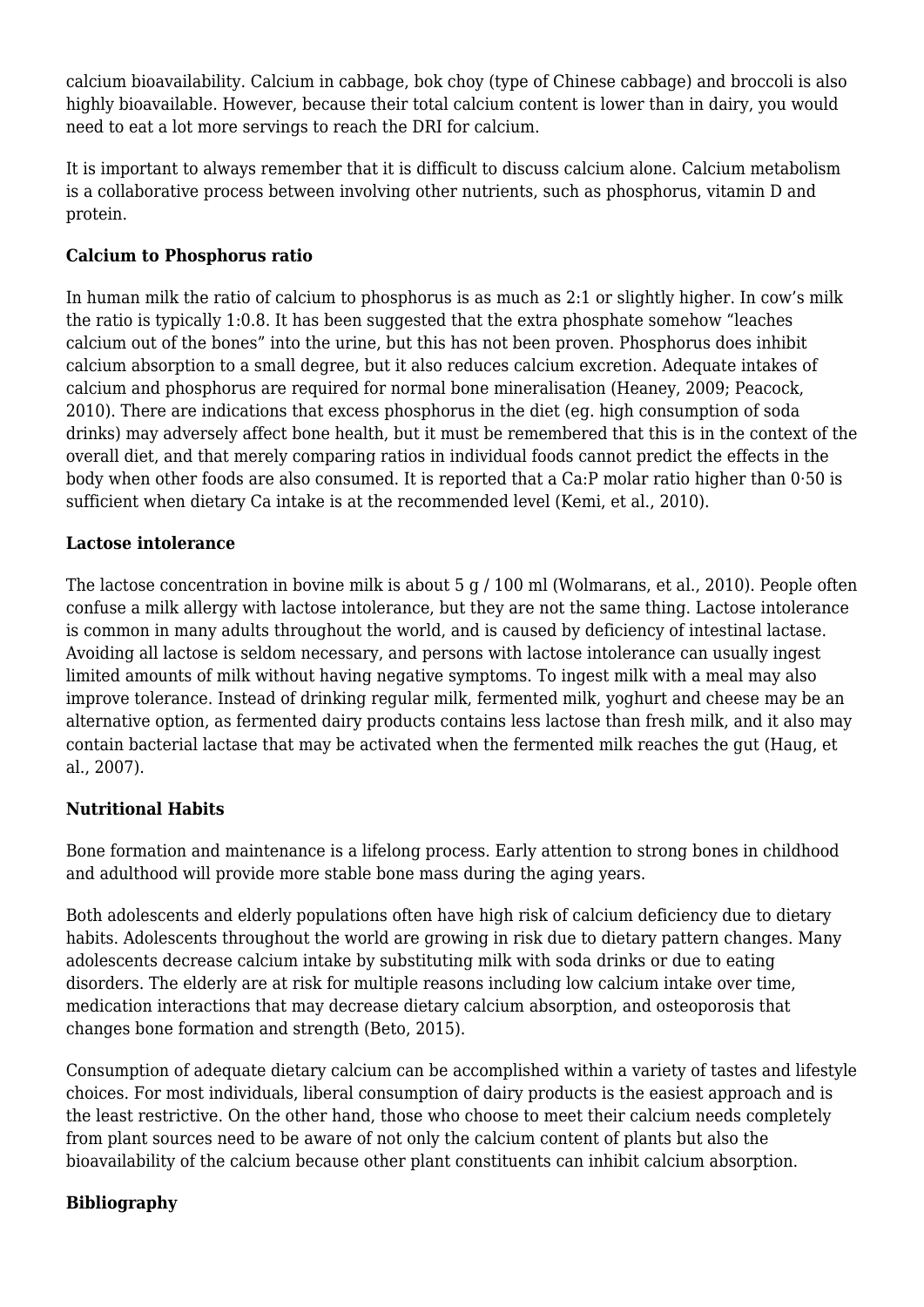calcium bioavailability. Calcium in cabbage, bok choy (type of Chinese cabbage) and broccoli is also highly bioavailable. However, because their total calcium content is lower than in dairy, you would need to eat a lot more servings to reach the DRI for calcium.

It is important to always remember that it is difficult to discuss calcium alone. Calcium metabolism is a collaborative process between involving other nutrients, such as phosphorus, vitamin D and protein.

**Calcium to Phosphorus ratio**

In human milk the ratio of calcium to phosphorus is as much as 2:1 or slightly higher. In cow's milk the ratio is typically 1:0.8. It has been suggested that the extra phosphate somehow "leaches calcium out of the bones" into the urine, but this has not been proven. Phosphorus does inhibit calcium absorption to a small degree, but it also reduces calcium excretion. Adequate intakes of calcium and phosphorus are required for normal bone mineralisation (Heaney, 2009; Peacock, 2010). There are indications that excess phosphorus in the diet (eg. high consumption of soda drinks) may adversely affect bone health, but it must be remembered that this is in the context of the overall diet, and that merely comparing ratios in individual foods cannot predict the effects in the body when other foods are also consumed. It is reported that a Ca:P molar ratio higher than 0·50 is sufficient when dietary Ca intake is at the recommended level (Kemi, et al., 2010).

**Lactose intolerance**

The lactose concentration in bovine milk is about 5 g / 100 ml (Wolmarans, et al., 2010). People often confuse a milk allergy with lactose intolerance, but they are not the same thing. Lactose intolerance is common in many adults throughout the world, and is caused by deficiency of intestinal lactase. Avoiding all lactose is seldom necessary, and persons with lactose intolerance can usually ingest limited amounts of milk without having negative symptoms. To ingest milk with a meal may also improve tolerance. Instead of drinking regular milk, fermented milk, yoghurt and cheese may be an alternative option, as fermented dairy products contains less lactose than fresh milk, and it also may contain bacterial lactase that may be activated when the fermented milk reaches the gut (Haug, et al., 2007).

**Nutritional Habits**

Bone formation and maintenance is a lifelong process. Early attention to strong bones in childhood and adulthood will provide more stable bone mass during the aging years.

Both adolescents and elderly populations often have high risk of calcium deficiency due to dietary habits. Adolescents throughout the world are growing in risk due to dietary pattern changes. Many adolescents decrease calcium intake by substituting milk with soda drinks or due to eating disorders. The elderly are at risk for multiple reasons including low calcium intake over time, medication interactions that may decrease dietary calcium absorption, and osteoporosis that changes bone formation and strength (Beto, 2015).

Consumption of adequate dietary calcium can be accomplished within a variety of tastes and lifestyle choices. For most individuals, liberal consumption of dairy products is the easiest approach and is the least restrictive. On the other hand, those who choose to meet their calcium needs completely from plant sources need to be aware of not only the calcium content of plants but also the bioavailability of the calcium because other plant constituents can inhibit calcium absorption.

**Bibliography**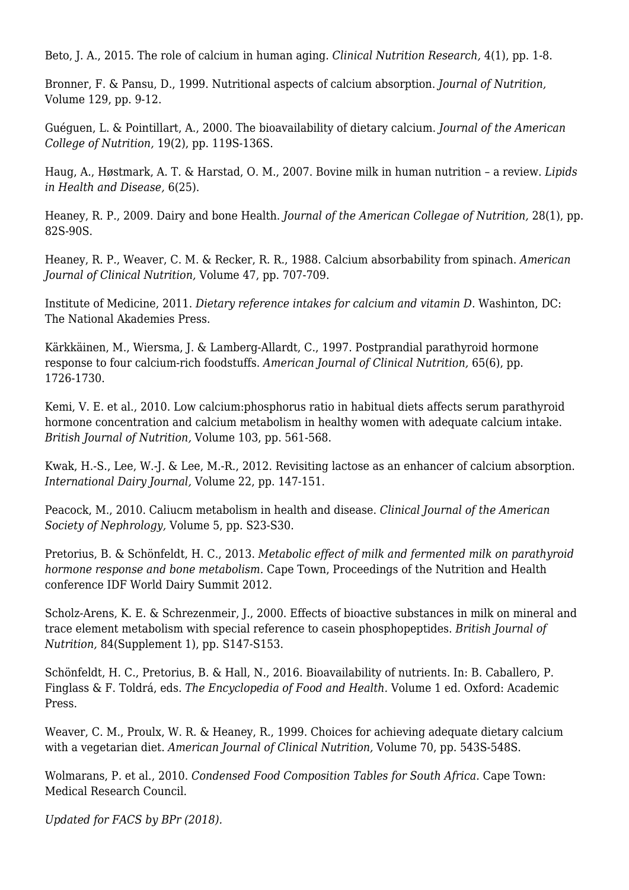Beto, J. A., 2015. The role of calcium in human aging. *Clinical Nutrition Research,* 4(1), pp. 1-8.

Bronner, F. & Pansu, D., 1999. Nutritional aspects of calcium absorption. *Journal of Nutrition,* Volume 129, pp. 9-12.

Guéguen, L. & Pointillart, A., 2000. The bioavailability of dietary calcium. *Journal of the American College of Nutrition,* 19(2), pp. 119S-136S.

Haug, A., Høstmark, A. T. & Harstad, O. M., 2007. Bovine milk in human nutrition – a review. *Lipids in Health and Disease,* 6(25).

Heaney, R. P., 2009. Dairy and bone Health. *Journal of the American Collegae of Nutrition,* 28(1), pp. 82S-90S.

Heaney, R. P., Weaver, C. M. & Recker, R. R., 1988. Calcium absorbability from spinach. *American Journal of Clinical Nutrition,* Volume 47, pp. 707-709.

Institute of Medicine, 2011. *Dietary reference intakes for calcium and vitamin D.* Washinton, DC: The National Akademies Press.

Kärkkäinen, M., Wiersma, J. & Lamberg-Allardt, C., 1997. Postprandial parathyroid hormone response to four calcium-rich foodstuffs. *American Journal of Clinical Nutrition,* 65(6), pp. 1726-1730.

Kemi, V. E. et al., 2010. Low calcium:phosphorus ratio in habitual diets affects serum parathyroid hormone concentration and calcium metabolism in healthy women with adequate calcium intake. *British Journal of Nutrition,* Volume 103, pp. 561-568.

Kwak, H.-S., Lee, W.-J. & Lee, M.-R., 2012. Revisiting lactose as an enhancer of calcium absorption. *International Dairy Journal,* Volume 22, pp. 147-151.

Peacock, M., 2010. Caliucm metabolism in health and disease. *Clinical Journal of the American Society of Nephrology,* Volume 5, pp. S23-S30.

Pretorius, B. & Schönfeldt, H. C., 2013. *Metabolic effect of milk and fermented milk on parathyroid hormone response and bone metabolism.* Cape Town, Proceedings of the Nutrition and Health conference IDF World Dairy Summit 2012.

Scholz-Arens, K. E. & Schrezenmeir, J., 2000. Effects of bioactive substances in milk on mineral and trace element metabolism with special reference to casein phosphopeptides. *British Journal of Nutrition,* 84(Supplement 1), pp. S147-S153.

Schönfeldt, H. C., Pretorius, B. & Hall, N., 2016. Bioavailability of nutrients. In: B. Caballero, P. Finglass & F. Toldrá, eds. *The Encyclopedia of Food and Health.* Volume 1 ed. Oxford: Academic Press.

Weaver, C. M., Proulx, W. R. & Heaney, R., 1999. Choices for achieving adequate dietary calcium with a vegetarian diet. *American Journal of Clinical Nutrition,* Volume 70, pp. 543S-548S.

Wolmarans, P. et al., 2010. *Condensed Food Composition Tables for South Africa.* Cape Town: Medical Research Council.

*Updated for FACS by BPr (2018).*